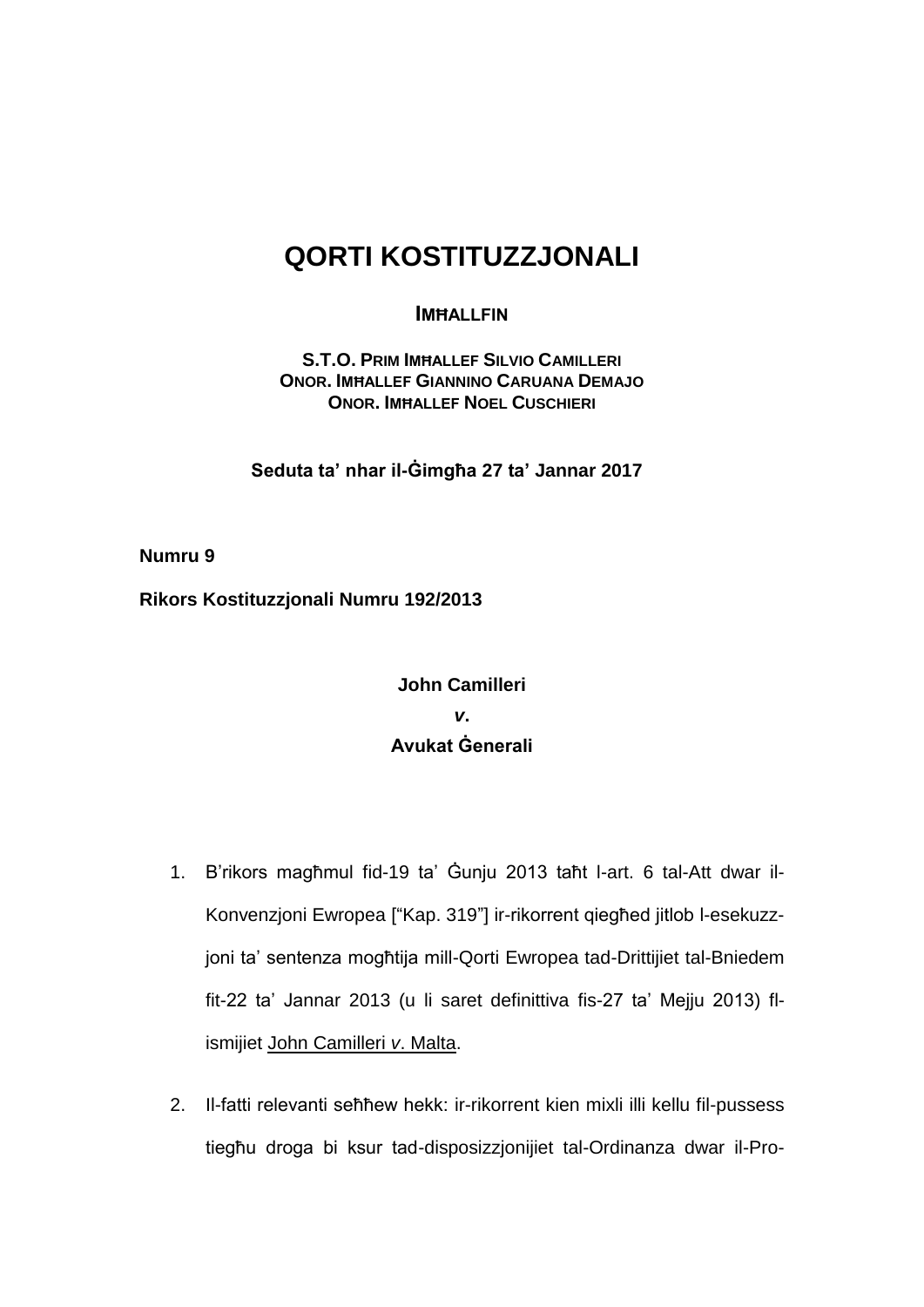# QORTI KOSTITUZZJONALI

**IMĦALLFIN**

**S.T.O. PRIM IMĦALLEF SILVIO CAMILLERI**
**ONOR. IMĦALLEF GIANNINO CARUANA DEMAJO**
**ONOR. IMĦALLEF NOEL CUSCHIERI**

**Seduta ta' nhar il-Ġimgħa 27 ta' Jannar 2017**

**Numru 9**

**Rikors Kostituzzjonali Numru 192/2013**

**John Camilleri**
***v.***
**Avukat Ġenerali**

1. B'rikors magħmul fid-19 ta' Ġunju 2013 taħt l-art. 6 tal-Att dwar il-Konvenzjoni Ewropea ["Kap. 319"] ir-rikorrent qiegħed jitlob l-esekuzzjoni ta' sentenza mogħtija mill-Qorti Ewropea tad-Drittijiet tal-Bniedem fit-22 ta' Jannar 2013 (u li saret definittiva fis-27 ta' Mejju 2013) fl-ismijiet John Camilleri *v.* Malta.

2. Il-fatti relevanti seħħew hekk: ir-rikorrent kien mixli illi kellu fil-pussess tiegħu droga bi ksur tad-disposizzjonijiet tal-Ordinanza dwar il-Pro-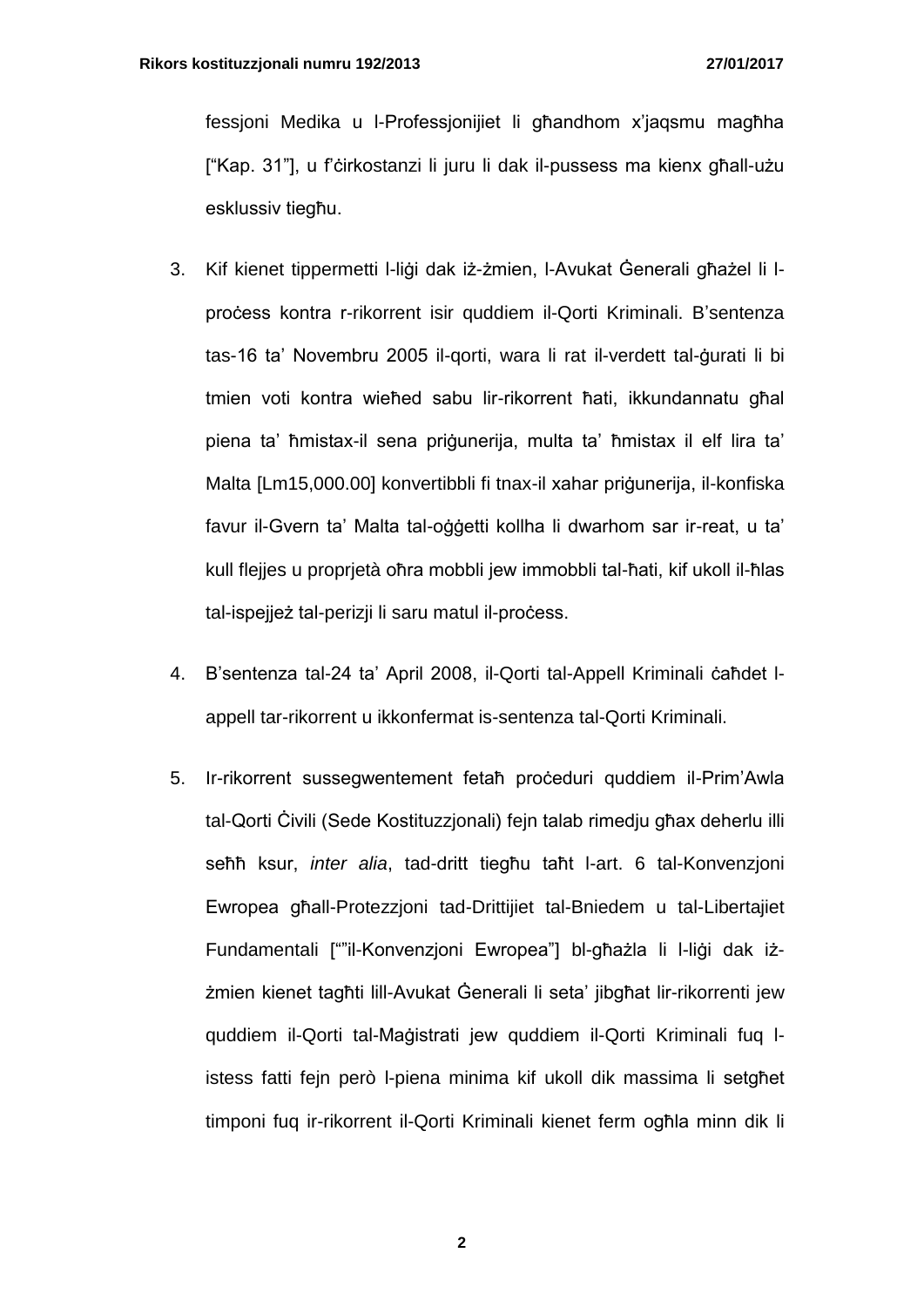fessjoni Medika u l-Professjonijiet li għandhom x'jaqsmu magħha ["Kap. 31"], u f'ċirkostanzi li juru li dak il-pussess ma kienx għall-użu esklussiv tiegħu.

3. Kif kienet tippermetti l-liġi dak iż-żmien, l-Avukat Ġenerali għażel li l-proċess kontra r-rikorrent isir quddiem il-Qorti Kriminali. B'sentenza tas-16 ta' Novembru 2005 il-qorti, wara li rat il-verdett tal-ġurati li bi tmien voti kontra wieħed sabu lir-rikorrent ħati, ikkundannatu għal piena ta' ħmistax-il sena priġunerija, multa ta' ħmistax il elf lira ta' Malta [Lm15,000.00] konvertibbli fi tnax-il xahar priġunerija, il-konfiska favur il-Gvern ta' Malta tal-oġġetti kollha li dwarhom sar ir-reat, u ta' kull flejjes u proprjetà oħra mobbli jew immobbli tal-ħati, kif ukoll il-ħlas tal-ispejjeż tal-perizji li saru matul il-proċess.

4. B'sentenza tal-24 ta' April 2008, il-Qorti tal-Appell Kriminali ċaħdet l-appell tar-rikorrent u ikkonfermat is-sentenza tal-Qorti Kriminali.

5. Ir-rikorrent sussegwentement fetaħ proċeduri quddiem il-Prim'Awla tal-Qorti Ċivili (Sede Kostituzzjonali) fejn talab rimedju għax deherlu illi seħħ ksur, *inter alia*, tad-dritt tiegħu taħt l-art. 6 tal-Konvenzjoni Ewropea għall-Protezzjoni tad-Drittijiet tal-Bniedem u tal-Libertajiet Fundamentali [""il-Konvenzjoni Ewropea"] bl-għażla li l-liġi dak iż-żmien kienet tagħti lill-Avukat Ġenerali li seta' jibgħat lir-rikorrenti jew quddiem il-Qorti tal-Maġistrati jew quddiem il-Qorti Kriminali fuq l-istess fatti fejn però l-piena minima kif ukoll dik massima li setgħet timponi fuq ir-rikorrent il-Qorti Kriminali kienet ferm ogħla minn dik li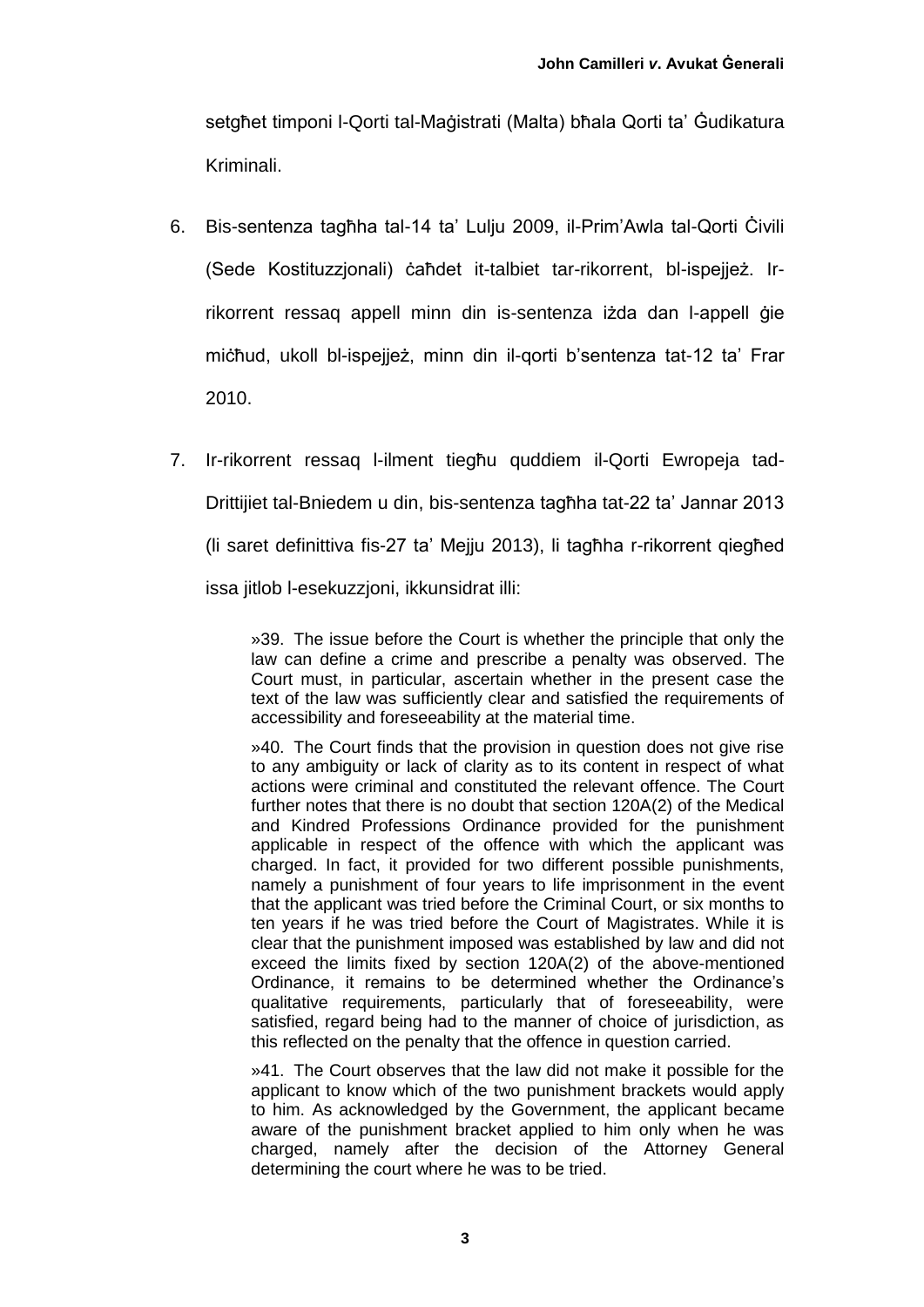setgħet timponi l-Qorti tal-Maġistrati (Malta) bħala Qorti ta' Ġudikatura Kriminali.

6. Bis-sentenza tagħha tal-14 ta' Lulju 2009, il-Prim'Awla tal-Qorti Ċivili (Sede Kostituzzjonali) ċaħdet it-talbiet tar-rikorrent, bl-ispejjeż. Ir-rikorrent ressaq appell minn din is-sentenza iżda dan l-appell ġie miċħud, ukoll bl-ispejjeż, minn din il-qorti b'sentenza tat-12 ta' Frar 2010.

7. Ir-rikorrent ressaq l-ilment tiegħu quddiem il-Qorti Ewropeja tad-Drittijiet tal-Bniedem u din, bis-sentenza tagħha tat-22 ta' Jannar 2013 (li saret definittiva fis-27 ta' Mejju 2013), li tagħha r-rikorrent qiegħed issa jitlob l-esekuzzjoni, ikkunsidrat illi:

> »39. The issue before the Court is whether the principle that only the law can define a crime and prescribe a penalty was observed. The Court must, in particular, ascertain whether in the present case the text of the law was sufficiently clear and satisfied the requirements of accessibility and foreseeability at the material time.
>
> »40. The Court finds that the provision in question does not give rise to any ambiguity or lack of clarity as to its content in respect of what actions were criminal and constituted the relevant offence. The Court further notes that there is no doubt that section 120A(2) of the Medical and Kindred Professions Ordinance provided for the punishment applicable in respect of the offence with which the applicant was charged. In fact, it provided for two different possible punishments, namely a punishment of four years to life imprisonment in the event that the applicant was tried before the Criminal Court, or six months to ten years if he was tried before the Court of Magistrates. While it is clear that the punishment imposed was established by law and did not exceed the limits fixed by section 120A(2) of the above-mentioned Ordinance, it remains to be determined whether the Ordinance's qualitative requirements, particularly that of foreseeability, were satisfied, regard being had to the manner of choice of jurisdiction, as this reflected on the penalty that the offence in question carried.
>
> »41. The Court observes that the law did not make it possible for the applicant to know which of the two punishment brackets would apply to him. As acknowledged by the Government, the applicant became aware of the punishment bracket applied to him only when he was charged, namely after the decision of the Attorney General determining the court where he was to be tried.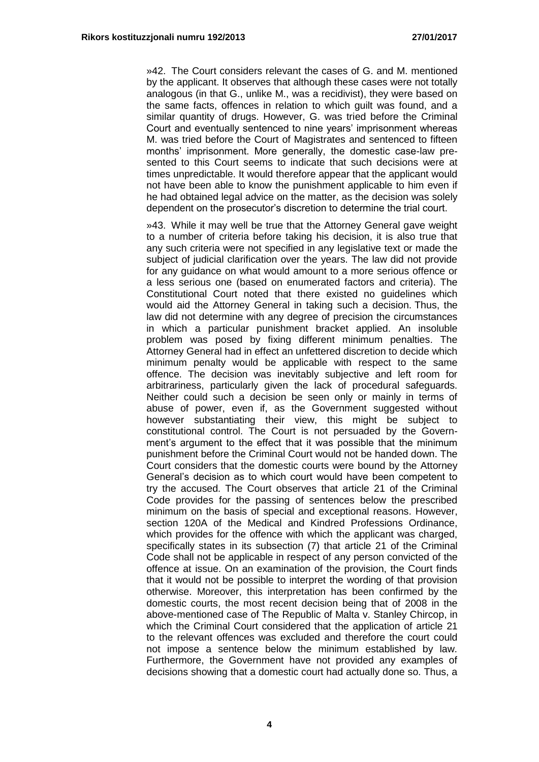»42. The Court considers relevant the cases of G. and M. mentioned by the applicant. It observes that although these cases were not totally analogous (in that G., unlike M., was a recidivist), they were based on the same facts, offences in relation to which guilt was found, and a similar quantity of drugs. However, G. was tried before the Criminal Court and eventually sentenced to nine years' imprisonment whereas M. was tried before the Court of Magistrates and sentenced to fifteen months' imprisonment. More generally, the domestic case-law presented to this Court seems to indicate that such decisions were at times unpredictable. It would therefore appear that the applicant would not have been able to know the punishment applicable to him even if he had obtained legal advice on the matter, as the decision was solely dependent on the prosecutor's discretion to determine the trial court.

»43. While it may well be true that the Attorney General gave weight to a number of criteria before taking his decision, it is also true that any such criteria were not specified in any legislative text or made the subject of judicial clarification over the years. The law did not provide for any guidance on what would amount to a more serious offence or a less serious one (based on enumerated factors and criteria). The Constitutional Court noted that there existed no guidelines which would aid the Attorney General in taking such a decision. Thus, the law did not determine with any degree of precision the circumstances in which a particular punishment bracket applied. An insoluble problem was posed by fixing different minimum penalties. The Attorney General had in effect an unfettered discretion to decide which minimum penalty would be applicable with respect to the same offence. The decision was inevitably subjective and left room for arbitrariness, particularly given the lack of procedural safeguards. Neither could such a decision be seen only or mainly in terms of abuse of power, even if, as the Government suggested without however substantiating their view, this might be subject to constitutional control. The Court is not persuaded by the Government's argument to the effect that it was possible that the minimum punishment before the Criminal Court would not be handed down. The Court considers that the domestic courts were bound by the Attorney General's decision as to which court would have been competent to try the accused. The Court observes that article 21 of the Criminal Code provides for the passing of sentences below the prescribed minimum on the basis of special and exceptional reasons. However, section 120A of the Medical and Kindred Professions Ordinance, which provides for the offence with which the applicant was charged, specifically states in its subsection (7) that article 21 of the Criminal Code shall not be applicable in respect of any person convicted of the offence at issue. On an examination of the provision, the Court finds that it would not be possible to interpret the wording of that provision otherwise. Moreover, this interpretation has been confirmed by the domestic courts, the most recent decision being that of 2008 in the above-mentioned case of The Republic of Malta v. Stanley Chircop, in which the Criminal Court considered that the application of article 21 to the relevant offences was excluded and therefore the court could not impose a sentence below the minimum established by law. Furthermore, the Government have not provided any examples of decisions showing that a domestic court had actually done so. Thus, a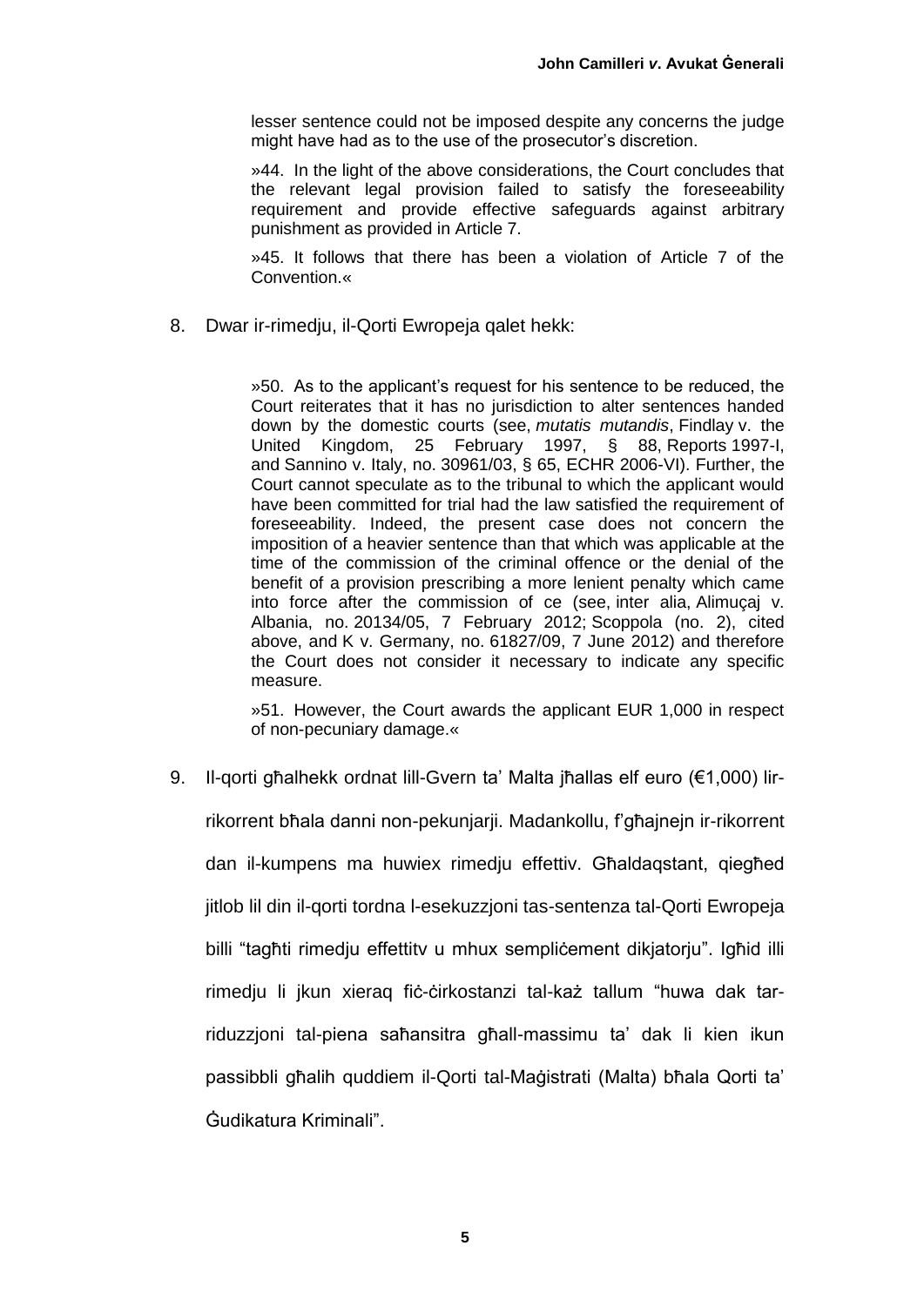lesser sentence could not be imposed despite any concerns the judge might have had as to the use of the prosecutor's discretion.

»44. In the light of the above considerations, the Court concludes that the relevant legal provision failed to satisfy the foreseeability requirement and provide effective safeguards against arbitrary punishment as provided in Article 7.

»45. It follows that there has been a violation of Article 7 of the Convention.«

8. Dwar ir-rimedju, il-Qorti Ewropeja qalet hekk:

> »50. As to the applicant's request for his sentence to be reduced, the Court reiterates that it has no jurisdiction to alter sentences handed down by the domestic courts (see, *mutatis mutandis*, Findlay v. the United Kingdom, 25 February 1997, § 88, Reports 1997-I, and Sannino v. Italy, no. 30961/03, § 65, ECHR 2006-VI). Further, the Court cannot speculate as to the tribunal to which the applicant would have been committed for trial had the law satisfied the requirement of foreseeability. Indeed, the present case does not concern the imposition of a heavier sentence than that which was applicable at the time of the commission of the criminal offence or the denial of the benefit of a provision prescribing a more lenient penalty which came into force after the commission of ce (see, inter alia, Alimuçaj v. Albania, no. 20134/05, 7 February 2012; Scoppola (no. 2), cited above, and K v. Germany, no. 61827/09, 7 June 2012) and therefore the Court does not consider it necessary to indicate any specific measure.
>
> »51. However, the Court awards the applicant EUR 1,000 in respect of non-pecuniary damage.«

9. Il-qorti għalhekk ordnat lill-Gvern ta' Malta jħallas elf euro (€1,000) lir-rikorrent bħala danni non-pekunjarji. Madankollu, f'għajnejn ir-rikorrent dan il-kumpens ma huwiex rimedju effettiv. Għaldaqstant, qiegħed jitlob lil din il-qorti tordna l-esekuzzjoni tas-sentenza tal-Qorti Ewropeja billi "tagħti rimedju effettitv u mhux sempliċement dikjatorju". Igħid illi rimedju li jkun xieraq fiċ-ċirkostanzi tal-każ tallum "huwa dak tar-riduzzjoni tal-piena saħansitra għall-massimu ta' dak li kien ikun passibbli għalih quddiem il-Qorti tal-Maġistrati (Malta) bħala Qorti ta' Ġudikatura Kriminali".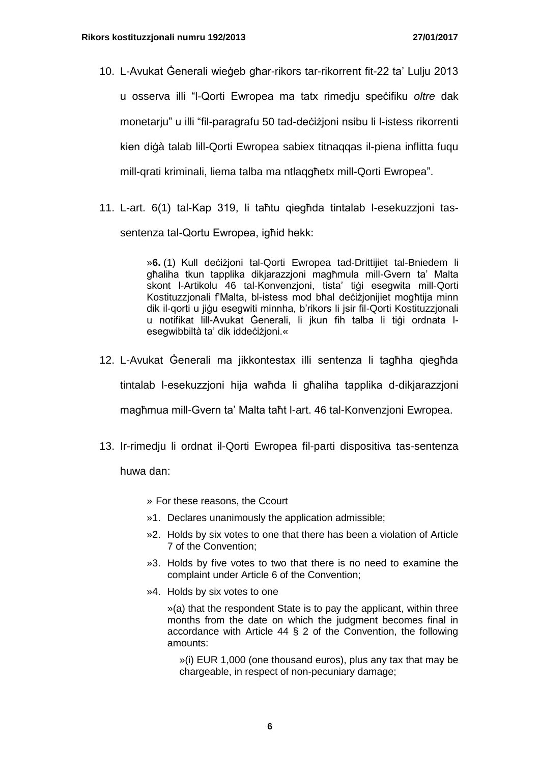10. L-Avukat Ġenerali wieġeb għar-rikors tar-rikorrent fit-22 ta' Lulju 2013 u osserva illi "l-Qorti Ewropea ma tatx rimedju speċifiku *oltre* dak monetarju" u illi "fil-paragrafu 50 tad-deċiżjoni nsibu li l-istess rikorrenti kien diġà talab lill-Qorti Ewropea sabiex titnaqqas il-piena inflitta fuqu mill-qrati kriminali, liema talba ma ntlaqgħetx mill-Qorti Ewropea".

11. L-art. 6(1) tal-Kap 319, li taħtu qiegħda tintalab l-esekuzzjoni tas-sentenza tal-Qortu Ewropea, igħid hekk:

> »**6.** (1) Kull deċiżjoni tal-Qorti Ewropea tad-Drittijiet tal-Bniedem li għaliha tkun tapplika dikjarazzjoni magħmula mill-Gvern ta' Malta skont l-Artikolu 46 tal-Konvenzjoni, tista' tiġi esegwita mill-Qorti Kostituzzjonali f'Malta, bl-istess mod bħal deċiżjonijiet mogħtija minn dik il-qorti u jiġu esegwiti minnha, b'rikors li jsir fil-Qorti Kostituzzjonali u notifikat lill-Avukat Ġenerali, li jkun fih talba li tiġi ordnata l-esegwibbiltà ta' dik iddeċiżjoni.«

12. L-Avukat Ġenerali ma jikkontestax illi sentenza li tagħha qiegħda tintalab l-esekuzzjoni hija waħda li għaliha tapplika d-dikjarazzjoni magħmua mill-Gvern ta' Malta taħt l-art. 46 tal-Konvenzjoni Ewropea.

13. Ir-rimedju li ordnat il-Qorti Ewropea fil-parti dispositiva tas-sentenza huwa dan:

> » For these reasons, the Ccourt
>
> »1. Declares unanimously the application admissible;
>
> »2. Holds by six votes to one that there has been a violation of Article 7 of the Convention;
>
> »3. Holds by five votes to two that there is no need to examine the complaint under Article 6 of the Convention;
>
> »4. Holds by six votes to one
>
> »(a) that the respondent State is to pay the applicant, within three months from the date on which the judgment becomes final in accordance with Article 44 § 2 of the Convention, the following amounts:
>
> »(i) EUR 1,000 (one thousand euros), plus any tax that may be chargeable, in respect of non-pecuniary damage;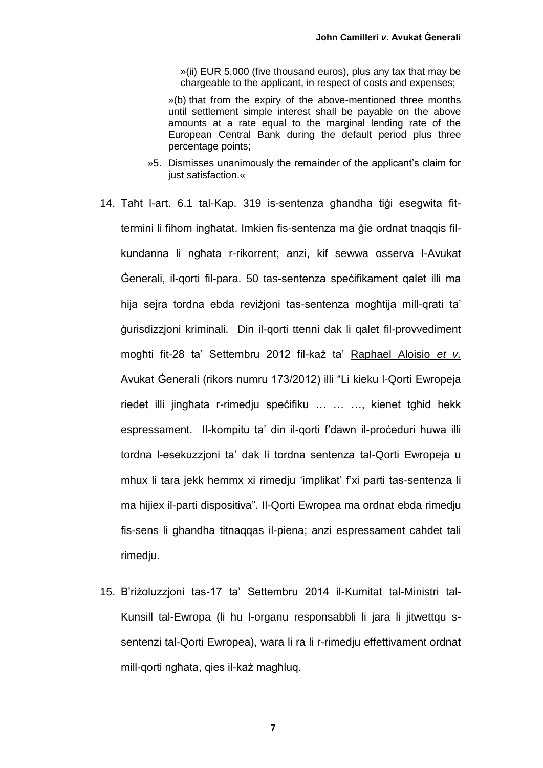»(ii) EUR 5,000 (five thousand euros), plus any tax that may be chargeable to the applicant, in respect of costs and expenses;

»(b) that from the expiry of the above-mentioned three months until settlement simple interest shall be payable on the above amounts at a rate equal to the marginal lending rate of the European Central Bank during the default period plus three percentage points;

»5. Dismisses unanimously the remainder of the applicant's claim for just satisfaction.«

14. Taħt l-art. 6.1 tal-Kap. 319 is-sentenza għandha tiġi esegwita fit-termini li fihom ingħatat. Imkien fis-sentenza ma ġie ordnat tnaqqis fil-kundanna li ngħata r-rikorrent; anzi, kif sewwa osserva l-Avukat Ġenerali, il-qorti fil-para. 50 tas-sentenza speċifikament qalet illi ma hija sejra tordna ebda reviżjoni tas-sentenza mogħtija mill-qrati ta' ġurisdizzjoni kriminali. Din il-qorti ttenni dak li qalet fil-provvediment mogħti fit-28 ta' Settembru 2012 fil-każ ta' Raphael Aloisio *et v.* Avukat Ġenerali (rikors numru 173/2012) illi "Li kieku l-Qorti Ewropeja riedet illi jingħata r-rimedju speċifiku … … …, kienet tgħid hekk espressament. Il-kompitu ta' din il-qorti f'dawn il-proċeduri huwa illi tordna l-esekuzzjoni ta' dak li tordna sentenza tal-Qorti Ewropeja u mhux li tara jekk hemmx xi rimedju 'implikat' f'xi parti tas-sentenza li ma hijiex il-parti dispositiva". Il-Qorti Ewropea ma ordnat ebda rimedju fis-sens li ghandha titnaqqas il-piena; anzi espressament cahdet tali rimedju.

15. B'riżoluzzjoni tas-17 ta' Settembru 2014 il-Kumitat tal-Ministri tal-Kunsill tal-Ewropa (li hu l-organu responsabbli li jara li jitwettqu s-sentenzi tal-Qorti Ewropea), wara li ra li r-rimedju effettivament ordnat mill-qorti ngħata, qies il-każ magħluq.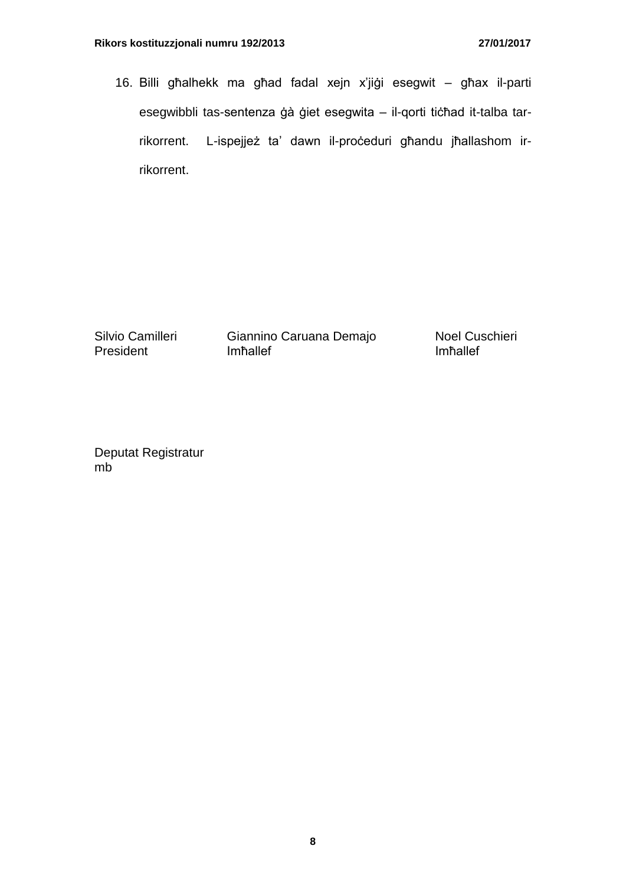16. Billi għalhekk ma għad fadal xejn x'jiġi esegwit – għax il-parti esegwibbli tas-sentenza ġà ġiet esegwita – il-qorti tiċħad it-talba tar-rikorrent. L-ispejjeż ta' dawn il-proċeduri għandu jħallashom ir-rikorrent.

| | | |
|---|---|---|
| Silvio Camilleri<br>President | Giannino Caruana Demajo<br>Imħallef | Noel Cuschieri<br>Imħallef |

Deputat Registratur
mb